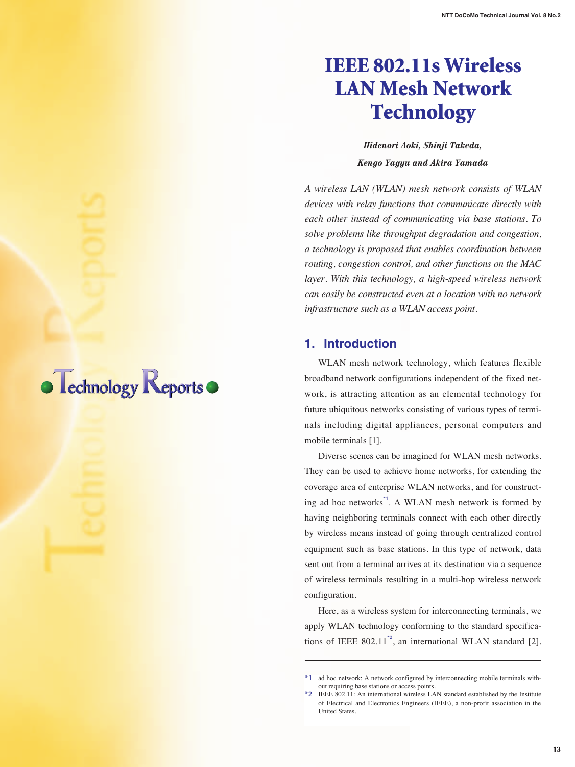# IEEE 802.11s Wireless LAN Mesh Network Technology

*Hidenori Aoki, Shinji Takeda, Kengo Yagyu and Akira Yamada*

*A wireless LAN (WLAN) mesh network consists of WLAN devices with relay functions that communicate directly with each other instead of communicating via base stations. To solve problems like throughput degradation and congestion, a technology is proposed that enables coordination between routing, congestion control, and other functions on the MAC layer. With this technology, a high-speed wireless network can easily be constructed even at a location with no network infrastructure such as a WLAN access point.*

## 1. Introduction

WLAN mesh network technology, which features flexible broadband network configurations independent of the fixed network, is attracting attention as an elemental technology for future ubiquitous networks consisting of various types of terminals including digital appliances, personal computers and mobile terminals [1].

Diverse scenes can be imagined for WLAN mesh networks. They can be used to achieve home networks, for extending the coverage area of enterprise WLAN networks, and for constructing ad hoc networks[*1]. A WLAN mesh network is formed by having neighboring terminals connect with each other directly by wireless means instead of going through centralized control equipment such as base stations. In this type of network, data sent out from a terminal arrives at its destination via a sequence of wireless terminals resulting in a multi-hop wireless network configuration.

Here, as a wireless system for interconnecting terminals, we apply WLAN technology conforming to the standard specifications of IEEE 802.11[*2], an international WLAN standard [2].

---

*1 ad hoc network: A network configured by interconnecting mobile terminals without requiring base stations or access points.

*2 IEEE 802.11: An international wireless LAN standard established by the Institute of Electrical and Electronics Engineers (IEEE), a non-profit association in the United States.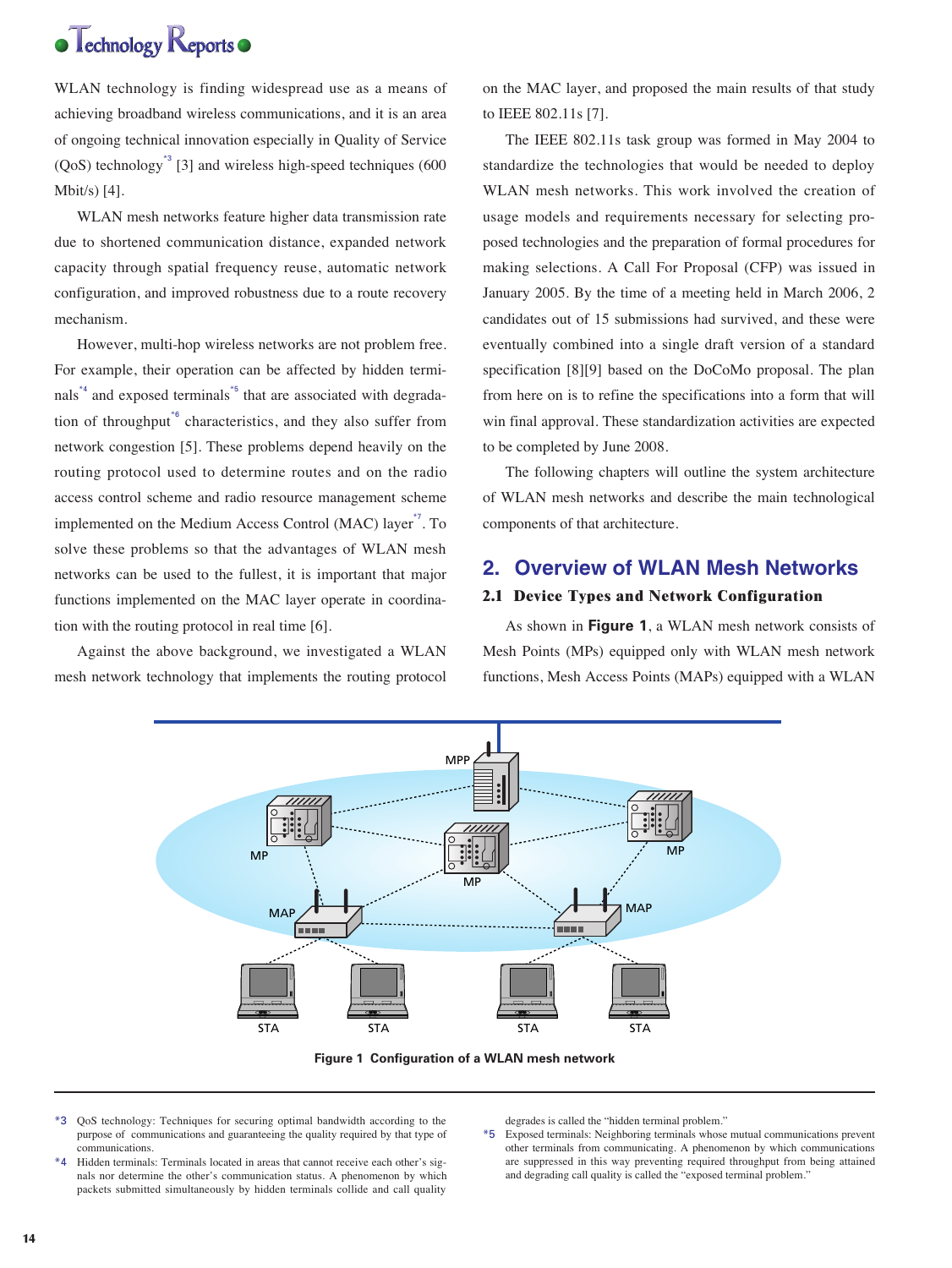WLAN technology is finding widespread use as a means of achieving broadband wireless communications, and it is an area of ongoing technical innovation especially in Quality of Service (QoS) technology[*3] [3] and wireless high-speed techniques (600 Mbit/s) [4].

WLAN mesh networks feature higher data transmission rate due to shortened communication distance, expanded network capacity through spatial frequency reuse, automatic network configuration, and improved robustness due to a route recovery mechanism.

However, multi-hop wireless networks are not problem free. For example, their operation can be affected by hidden terminals[*4] and exposed terminals[*5] that are associated with degradation of throughput[*6] characteristics, and they also suffer from network congestion [5]. These problems depend heavily on the routing protocol used to determine routes and on the radio access control scheme and radio resource management scheme implemented on the Medium Access Control (MAC) layer[*7]. To solve these problems so that the advantages of WLAN mesh networks can be used to the fullest, it is important that major functions implemented on the MAC layer operate in coordination with the routing protocol in real time [6].

Against the above background, we investigated a WLAN mesh network technology that implements the routing protocol on the MAC layer, and proposed the main results of that study to IEEE 802.11s [7].

The IEEE 802.11s task group was formed in May 2004 to standardize the technologies that would be needed to deploy WLAN mesh networks. This work involved the creation of usage models and requirements necessary for selecting proposed technologies and the preparation of formal procedures for making selections. A Call For Proposal (CFP) was issued in January 2005. By the time of a meeting held in March 2006, 2 candidates out of 15 submissions had survived, and these were eventually combined into a single draft version of a standard specification [8][9] based on the DoCoMo proposal. The plan from here on is to refine the specifications into a form that will win final approval. These standardization activities are expected to be completed by June 2008.

The following chapters will outline the system architecture of WLAN mesh networks and describe the main technological components of that architecture.

## 2. Overview of WLAN Mesh Networks

### 2.1 Device Types and Network Configuration

As shown in **Figure 1**, a WLAN mesh network consists of Mesh Points (MPs) equipped only with WLAN mesh network functions, Mesh Access Points (MAPs) equipped with a WLAN

**Figure 1 Configuration of a WLAN mesh network**

---

*3 QoS technology: Techniques for securing optimal bandwidth according to the purpose of communications and guaranteeing the quality required by that type of communications.

*4 Hidden terminals: Terminals located in areas that cannot receive each other's signals nor determine the other's communication status. A phenomenon by which packets submitted simultaneously by hidden terminals collide and call quality degrades is called the "hidden terminal problem."

*5 Exposed terminals: Neighboring terminals whose mutual communications prevent other terminals from communicating. A phenomenon by which communications are suppressed in this way preventing required throughput from being attained and degrading call quality is called the "exposed terminal problem."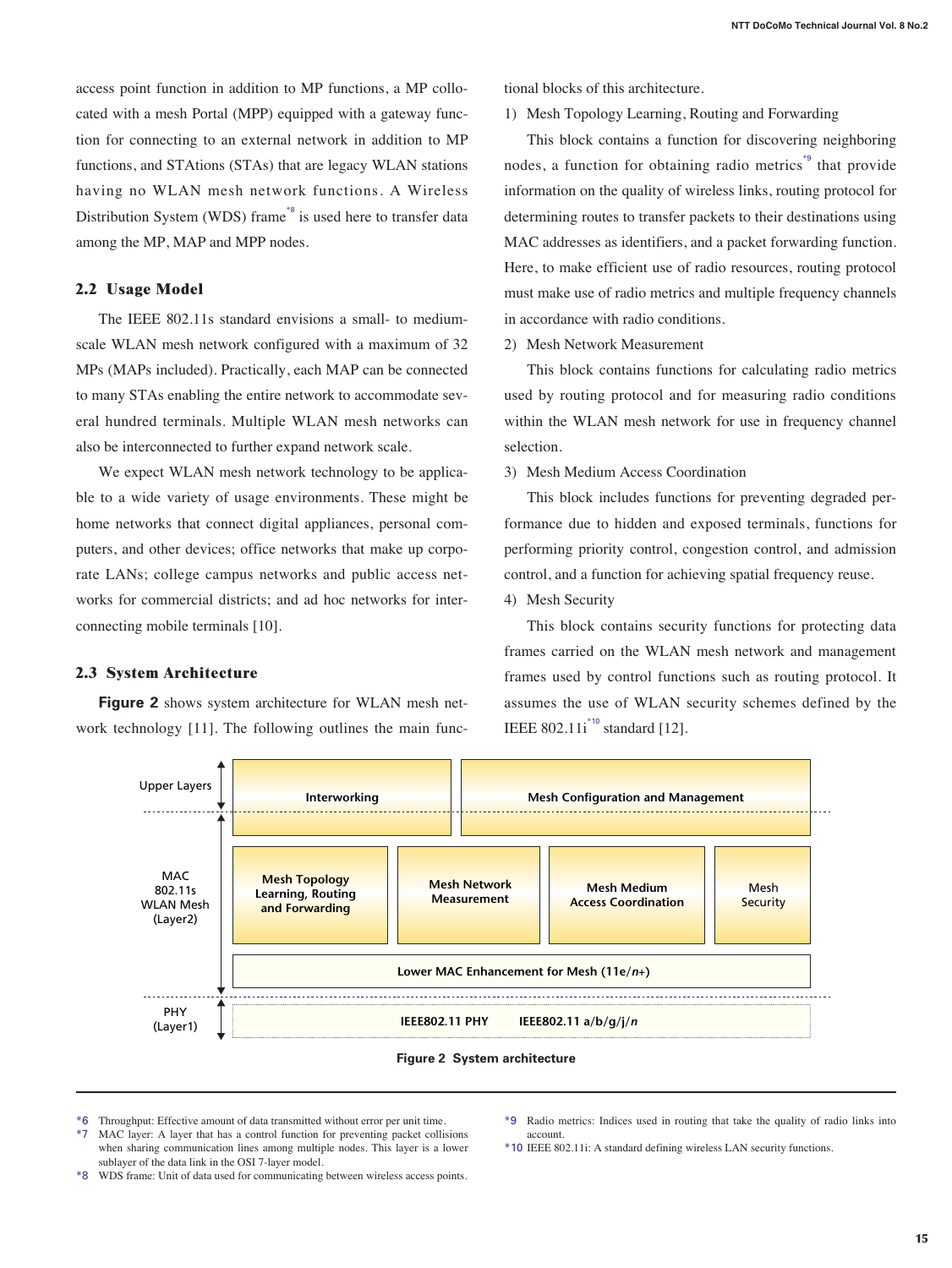access point function in addition to MP functions, a MP collocated with a mesh Portal (MPP) equipped with a gateway function for connecting to an external network in addition to MP functions, and STAtions (STAs) that are legacy WLAN stations having no WLAN mesh network functions. A Wireless Distribution System (WDS) frame[*8] is used here to transfer data among the MP, MAP and MPP nodes.

### 2.2 Usage Model

The IEEE 802.11s standard envisions a small- to medium-scale WLAN mesh network configured with a maximum of 32 MPs (MAPs included). Practically, each MAP can be connected to many STAs enabling the entire network to accommodate several hundred terminals. Multiple WLAN mesh networks can also be interconnected to further expand network scale.

We expect WLAN mesh network technology to be applicable to a wide variety of usage environments. These might be home networks that connect digital appliances, personal computers, and other devices; office networks that make up corporate LANs; college campus networks and public access networks for commercial districts; and ad hoc networks for interconnecting mobile terminals [10].

### 2.3 System Architecture

**Figure 2** shows system architecture for WLAN mesh network technology [11]. The following outlines the main functional blocks of this architecture.

1) Mesh Topology Learning, Routing and Forwarding

This block contains a function for discovering neighboring nodes, a function for obtaining radio metrics[*9] that provide information on the quality of wireless links, routing protocol for determining routes to transfer packets to their destinations using MAC addresses as identifiers, and a packet forwarding function. Here, to make efficient use of radio resources, routing protocol must make use of radio metrics and multiple frequency channels in accordance with radio conditions.

2) Mesh Network Measurement

This block contains functions for calculating radio metrics used by routing protocol and for measuring radio conditions within the WLAN mesh network for use in frequency channel selection.

3) Mesh Medium Access Coordination

This block includes functions for preventing degraded performance due to hidden and exposed terminals, functions for performing priority control, congestion control, and admission control, and a function for achieving spatial frequency reuse.

4) Mesh Security

This block contains security functions for protecting data frames carried on the WLAN mesh network and management frames used by control functions such as routing protocol. It assumes the use of WLAN security schemes defined by the IEEE 802.11i[*10] standard [12].

| Layer | | | | |
|---|---|---|---|---|
| Upper Layers | Interworking | | Mesh Configuration and Management | |
| MAC 802.11s WLAN Mesh (Layer2) | Mesh Topology Learning, Routing and Forwarding | Mesh Network Measurement | Mesh Medium Access Coordination | Mesh Security |
| | Lower MAC Enhancement for Mesh (11e/*n*+) | | | |
| PHY (Layer1) | IEEE802.11 PHY    IEEE802.11 a/b/g/j/*n* | | | |

**Figure 2 System architecture**

---

*6 Throughput: Effective amount of data transmitted without error per unit time.

*7 MAC layer: A layer that has a control function for preventing packet collisions when sharing communication lines among multiple nodes. This layer is a lower sublayer of the data link in the OSI 7-layer model.

*8 WDS frame: Unit of data used for communicating between wireless access points.

*9 Radio metrics: Indices used in routing that take the quality of radio links into account.

*10 IEEE 802.11i: A standard defining wireless LAN security functions.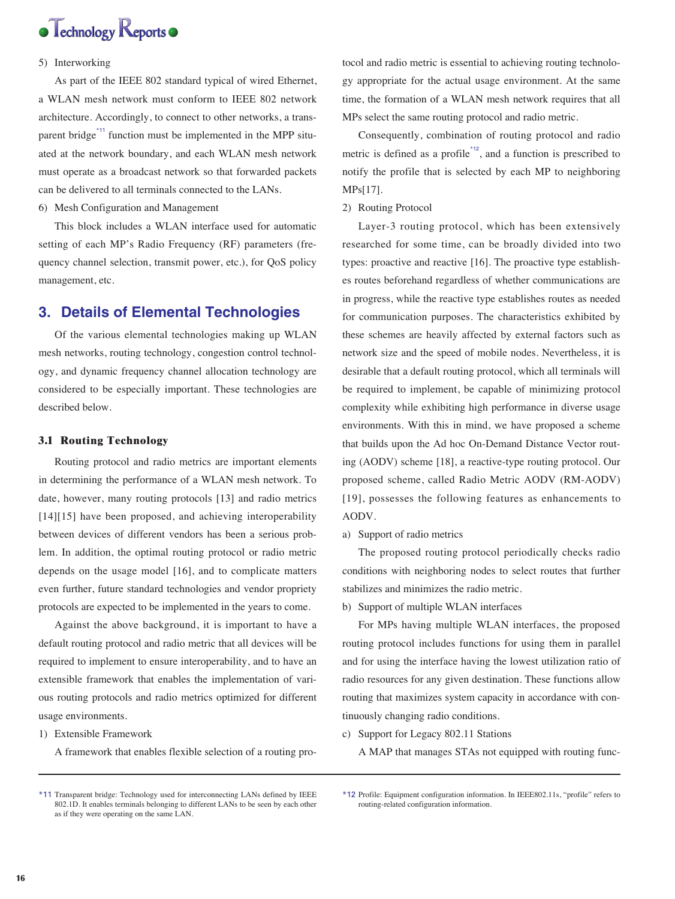5) Interworking

As part of the IEEE 802 standard typical of wired Ethernet, a WLAN mesh network must conform to IEEE 802 network architecture. Accordingly, to connect to other networks, a transparent bridge[*11] function must be implemented in the MPP situated at the network boundary, and each WLAN mesh network must operate as a broadcast network so that forwarded packets can be delivered to all terminals connected to the LANs.

6) Mesh Configuration and Management

This block includes a WLAN interface used for automatic setting of each MP's Radio Frequency (RF) parameters (frequency channel selection, transmit power, etc.), for QoS policy management, etc.

## 3. Details of Elemental Technologies

Of the various elemental technologies making up WLAN mesh networks, routing technology, congestion control technology, and dynamic frequency channel allocation technology are considered to be especially important. These technologies are described below.

### 3.1 Routing Technology

Routing protocol and radio metrics are important elements in determining the performance of a WLAN mesh network. To date, however, many routing protocols [13] and radio metrics [14][15] have been proposed, and achieving interoperability between devices of different vendors has been a serious problem. In addition, the optimal routing protocol or radio metric depends on the usage model [16], and to complicate matters even further, future standard technologies and vendor propriety protocols are expected to be implemented in the years to come.

Against the above background, it is important to have a default routing protocol and radio metric that all devices will be required to implement to ensure interoperability, and to have an extensible framework that enables the implementation of various routing protocols and radio metrics optimized for different usage environments.

1) Extensible Framework

A framework that enables flexible selection of a routing protocol and radio metric is essential to achieving routing technology appropriate for the actual usage environment. At the same time, the formation of a WLAN mesh network requires that all MPs select the same routing protocol and radio metric.

Consequently, combination of routing protocol and radio metric is defined as a profile[*12], and a function is prescribed to notify the profile that is selected by each MP to neighboring MPs[17].

2) Routing Protocol

Layer-3 routing protocol, which has been extensively researched for some time, can be broadly divided into two types: proactive and reactive [16]. The proactive type establishes routes beforehand regardless of whether communications are in progress, while the reactive type establishes routes as needed for communication purposes. The characteristics exhibited by these schemes are heavily affected by external factors such as network size and the speed of mobile nodes. Nevertheless, it is desirable that a default routing protocol, which all terminals will be required to implement, be capable of minimizing protocol complexity while exhibiting high performance in diverse usage environments. With this in mind, we have proposed a scheme that builds upon the Ad hoc On-Demand Distance Vector routing (AODV) scheme [18], a reactive-type routing protocol. Our proposed scheme, called Radio Metric AODV (RM-AODV) [19], possesses the following features as enhancements to AODV.

a) Support of radio metrics

The proposed routing protocol periodically checks radio conditions with neighboring nodes to select routes that further stabilizes and minimizes the radio metric.

b) Support of multiple WLAN interfaces

For MPs having multiple WLAN interfaces, the proposed routing protocol includes functions for using them in parallel and for using the interface having the lowest utilization ratio of radio resources for any given destination. These functions allow routing that maximizes system capacity in accordance with continuously changing radio conditions.

c) Support for Legacy 802.11 Stations

A MAP that manages STAs not equipped with routing func-

---

*11 Transparent bridge: Technology used for interconnecting LANs defined by IEEE 802.1D. It enables terminals belonging to different LANs to be seen by each other as if they were operating on the same LAN.

*12 Profile: Equipment configuration information. In IEEE802.11s, "profile" refers to routing-related configuration information.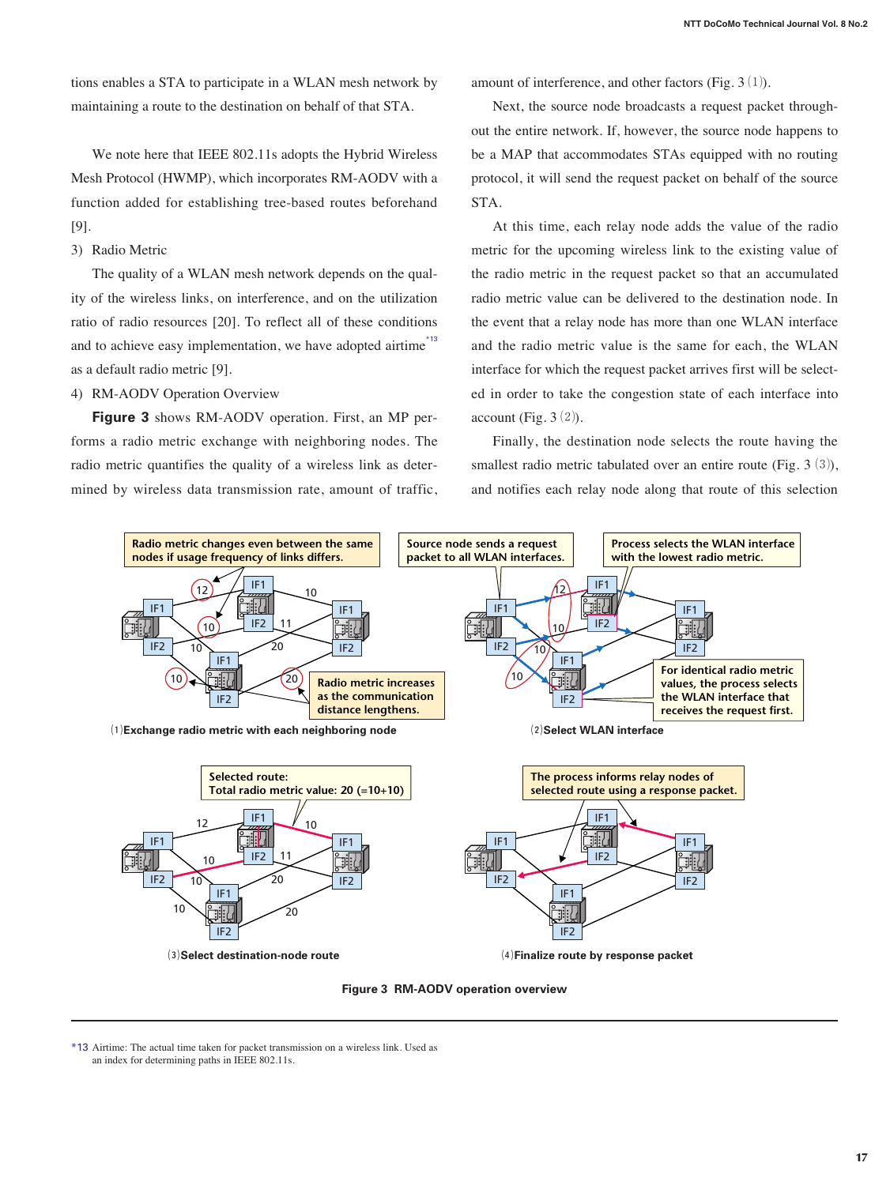tions enables a STA to participate in a WLAN mesh network by maintaining a route to the destination on behalf of that STA.

We note here that IEEE 802.11s adopts the Hybrid Wireless Mesh Protocol (HWMP), which incorporates RM-AODV with a function added for establishing tree-based routes beforehand [9].

3) Radio Metric

The quality of a WLAN mesh network depends on the quality of the wireless links, on interference, and on the utilization ratio of radio resources [20]. To reflect all of these conditions and to achieve easy implementation, we have adopted airtime[*13] as a default radio metric [9].

4) RM-AODV Operation Overview

**Figure 3** shows RM-AODV operation. First, an MP performs a radio metric exchange with neighboring nodes. The radio metric quantifies the quality of a wireless link as determined by wireless data transmission rate, amount of traffic, amount of interference, and other factors (Fig. 3 (1)).

Next, the source node broadcasts a request packet throughout the entire network. If, however, the source node happens to be a MAP that accommodates STAs equipped with no routing protocol, it will send the request packet on behalf of the source STA.

At this time, each relay node adds the value of the radio metric for the upcoming wireless link to the existing value of the radio metric in the request packet so that an accumulated radio metric value can be delivered to the destination node. In the event that a relay node has more than one WLAN interface and the radio metric value is the same for each, the WLAN interface for which the request packet arrives first will be selected in order to take the congestion state of each interface into account (Fig. 3 (2)).

Finally, the destination node selects the route having the smallest radio metric tabulated over an entire route (Fig. 3 (3)), and notifies each relay node along that route of this selection

Radio metric changes even between the same nodes if usage frequency of links differs.

Radio metric increases as the communication distance lengthens.

(1) Exchange radio metric with each neighboring node

Source node sends a request packet to all WLAN interfaces.

Process selects the WLAN interface with the lowest radio metric.

For identical radio metric values, the process selects the WLAN interface that receives the request first.

(2) Select WLAN interface

Selected route: Total radio metric value: 20 (=10+10)

(3) Select destination-node route

The process informs relay nodes of selected route using a response packet.

(4) Finalize route by response packet

Figure 3 RM-AODV operation overview

*13 Airtime: The actual time taken for packet transmission on a wireless link. Used as an index for determining paths in IEEE 802.11s.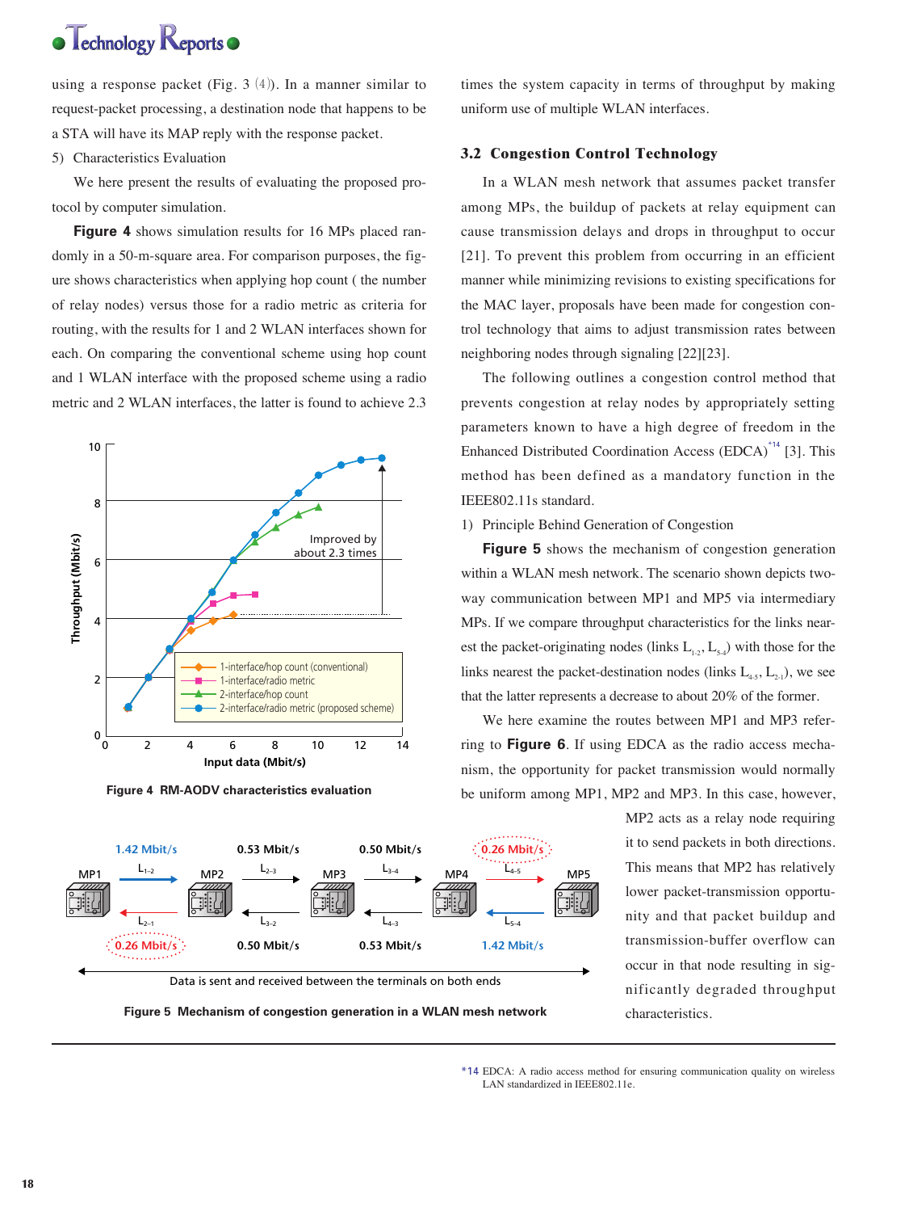using a response packet (Fig. 3 (4)). In a manner similar to request-packet processing, a destination node that happens to be a STA will have its MAP reply with the response packet.

5) Characteristics Evaluation

We here present the results of evaluating the proposed protocol by computer simulation.

**Figure 4** shows simulation results for 16 MPs placed randomly in a 50-m-square area. For comparison purposes, the figure shows characteristics when applying hop count ( the number of relay nodes) versus those for a radio metric as criteria for routing, with the results for 1 and 2 WLAN interfaces shown for each. On comparing the conventional scheme using hop count and 1 WLAN interface with the proposed scheme using a radio metric and 2 WLAN interfaces, the latter is found to achieve 2.3 times the system capacity in terms of throughput by making uniform use of multiple WLAN interfaces.

**Figure 4 RM-AODV characteristics evaluation**

### 3.2 Congestion Control Technology

In a WLAN mesh network that assumes packet transfer among MPs, the buildup of packets at relay equipment can cause transmission delays and drops in throughput to occur [21]. To prevent this problem from occurring in an efficient manner while minimizing revisions to existing specifications for the MAC layer, proposals have been made for congestion control technology that aims to adjust transmission rates between neighboring nodes through signaling [22][23].

The following outlines a congestion control method that prevents congestion at relay nodes by appropriately setting parameters known to have a high degree of freedom in the Enhanced Distributed Coordination Access (EDCA)[*14] [3]. This method has been defined as a mandatory function in the IEEE802.11s standard.

1) Principle Behind Generation of Congestion

**Figure 5** shows the mechanism of congestion generation within a WLAN mesh network. The scenario shown depicts two-way communication between MP1 and MP5 via intermediary MPs. If we compare throughput characteristics for the links nearest the packet-originating nodes (links $L_{1\text{-}2}$, $L_{5\text{-}4}$) with those for the links nearest the packet-destination nodes (links $L_{4\text{-}5}$, $L_{2\text{-}1}$), we see that the latter represents a decrease to about 20% of the former.

We here examine the routes between MP1 and MP3 referring to **Figure 6**. If using EDCA as the radio access mechanism, the opportunity for packet transmission would normally be uniform among MP1, MP2 and MP3. In this case, however, MP2 acts as a relay node requiring it to send packets in both directions. This means that MP2 has relatively lower packet-transmission opportunity and that packet buildup and transmission-buffer overflow can occur in that node resulting in significantly degraded throughput characteristics.

**Figure 5 Mechanism of congestion generation in a WLAN mesh network**

*14 EDCA: A radio access method for ensuring communication quality on wireless LAN standardized in IEEE802.11e.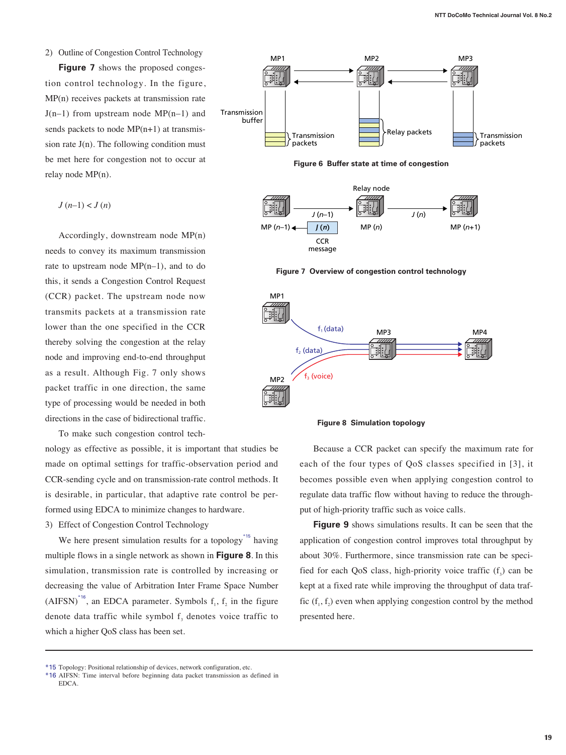2) Outline of Congestion Control Technology

**Figure 7** shows the proposed congestion control technology. In the figure, MP(n) receives packets at transmission rate J(n−1) from upstream node MP(n−1) and sends packets to node MP(n+1) at transmission rate J(n). The following condition must be met here for congestion not to occur at relay node MP(n).

$$J(n-1) < J(n)$$

Accordingly, downstream node MP(n) needs to convey its maximum transmission rate to upstream node MP(n−1), and to do this, it sends a Congestion Control Request (CCR) packet. The upstream node now transmits packets at a transmission rate lower than the one specified in the CCR thereby solving the congestion at the relay node and improving end-to-end throughput as a result. Although Fig. 7 only shows packet traffic in one direction, the same type of processing would be needed in both directions in the case of bidirectional traffic.

**Figure 6 Buffer state at time of congestion**

**Figure 7 Overview of congestion control technology**

To make such congestion control technology as effective as possible, it is important that studies be made on optimal settings for traffic-observation period and CCR-sending cycle and on transmission-rate control methods. It is desirable, in particular, that adaptive rate control be performed using EDCA to minimize changes to hardware.

3) Effect of Congestion Control Technology

We here present simulation results for a topology[*15] having multiple flows in a single network as shown in **Figure 8**. In this simulation, transmission rate is controlled by increasing or decreasing the value of Arbitration Inter Frame Space Number (AIFSN)[*16], an EDCA parameter. Symbols $f_1$, $f_2$ in the figure denote data traffic while symbol $f_3$ denotes voice traffic to which a higher QoS class has been set.

**Figure 8 Simulation topology**

Because a CCR packet can specify the maximum rate for each of the four types of QoS classes specified in [3], it becomes possible even when applying congestion control to regulate data traffic flow without having to reduce the throughput of high-priority traffic such as voice calls.

**Figure 9** shows simulations results. It can be seen that the application of congestion control improves total throughput by about 30%. Furthermore, since transmission rate can be specified for each QoS class, high-priority voice traffic ($f_3$) can be kept at a fixed rate while improving the throughput of data traffic ($f_1$, $f_2$) even when applying congestion control by the method presented here.

---

*15 Topology: Positional relationship of devices, network configuration, etc.

*16 AIFSN: Time interval before beginning data packet transmission as defined in EDCA.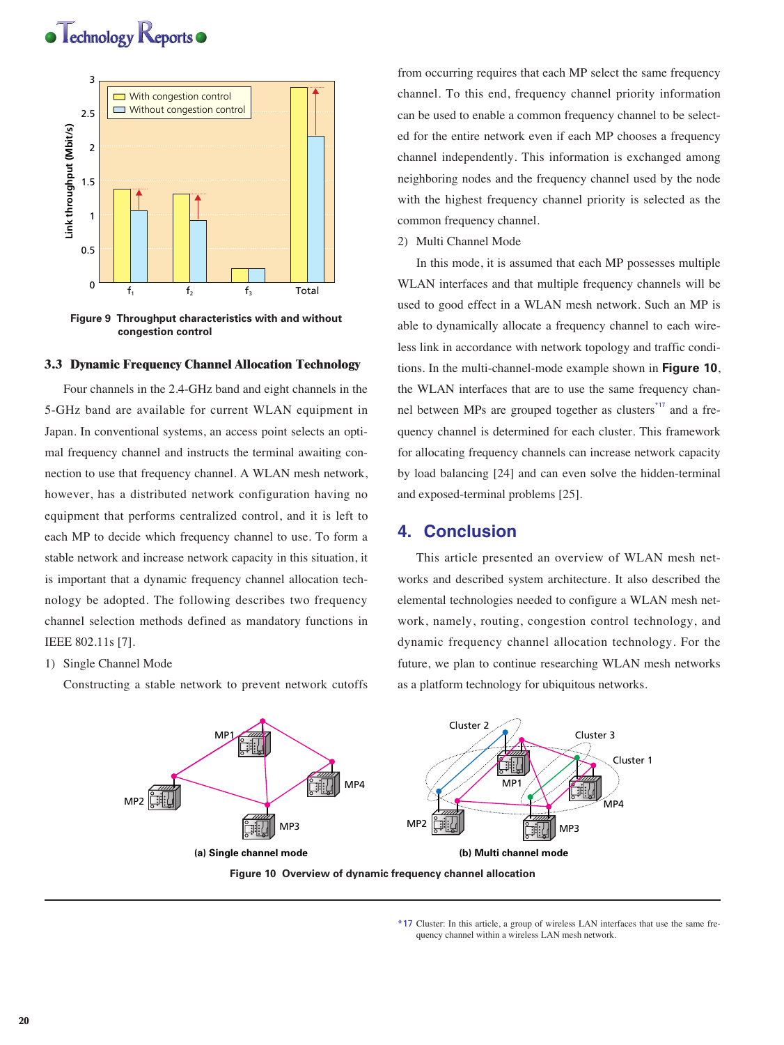Figure 9 Throughput characteristics with and without congestion control

### 3.3 Dynamic Frequency Channel Allocation Technology

Four channels in the 2.4-GHz band and eight channels in the 5-GHz band are available for current WLAN equipment in Japan. In conventional systems, an access point selects an optimal frequency channel and instructs the terminal awaiting connection to use that frequency channel. A WLAN mesh network, however, has a distributed network configuration having no equipment that performs centralized control, and it is left to each MP to decide which frequency channel to use. To form a stable network and increase network capacity in this situation, it is important that a dynamic frequency channel allocation technology be adopted. The following describes two frequency channel selection methods defined as mandatory functions in IEEE 802.11s [7].

1) Single Channel Mode

Constructing a stable network to prevent network cutoffs from occurring requires that each MP select the same frequency channel. To this end, frequency channel priority information can be used to enable a common frequency channel to be selected for the entire network even if each MP chooses a frequency channel independently. This information is exchanged among neighboring nodes and the frequency channel used by the node with the highest frequency channel priority is selected as the common frequency channel.

2) Multi Channel Mode

In this mode, it is assumed that each MP possesses multiple WLAN interfaces and that multiple frequency channels will be used to good effect in a WLAN mesh network. Such an MP is able to dynamically allocate a frequency channel to each wireless link in accordance with network topology and traffic conditions. In the multi-channel-mode example shown in **Figure 10**, the WLAN interfaces that are to use the same frequency channel between MPs are grouped together as clusters[*17] and a frequency channel is determined for each cluster. This framework for allocating frequency channels can increase network capacity by load balancing [24] and can even solve the hidden-terminal and exposed-terminal problems [25].

## 4. Conclusion

This article presented an overview of WLAN mesh networks and described system architecture. It also described the elemental technologies needed to configure a WLAN mesh network, namely, routing, congestion control technology, and dynamic frequency channel allocation technology. For the future, we plan to continue researching WLAN mesh networks as a platform technology for ubiquitous networks.

(a) Single channel mode

(b) Multi channel mode

Figure 10 Overview of dynamic frequency channel allocation

*17 Cluster: In this article, a group of wireless LAN interfaces that use the same frequency channel within a wireless LAN mesh network.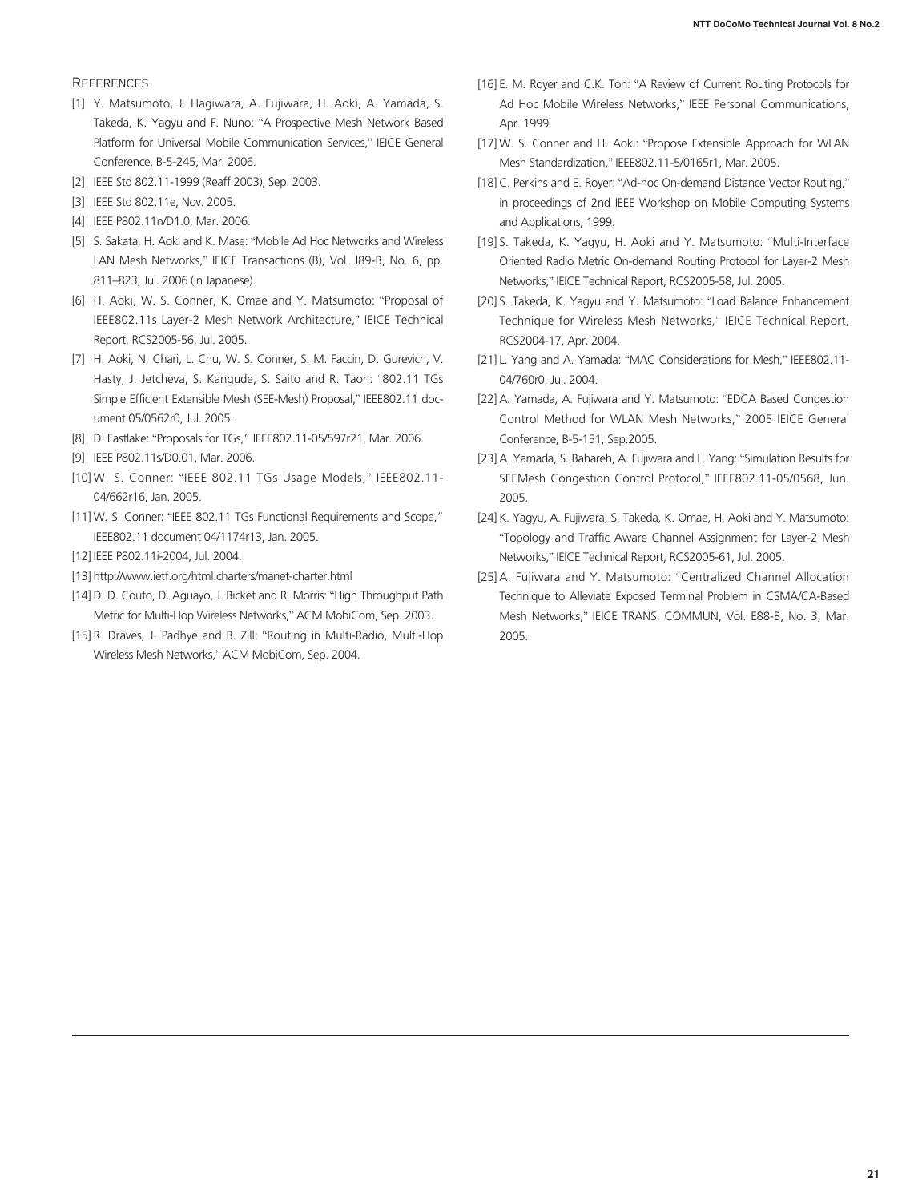## References

[1] Y. Matsumoto, J. Hagiwara, A. Fujiwara, H. Aoki, A. Yamada, S. Takeda, K. Yagyu and F. Nuno: "A Prospective Mesh Network Based Platform for Universal Mobile Communication Services," IEICE General Conference, B-5-245, Mar. 2006.

[2] IEEE Std 802.11-1999 (Reaff 2003), Sep. 2003.

[3] IEEE Std 802.11e, Nov. 2005.

[4] IEEE P802.11n/D1.0, Mar. 2006.

[5] S. Sakata, H. Aoki and K. Mase: "Mobile Ad Hoc Networks and Wireless LAN Mesh Networks," IEICE Transactions (B), Vol. J89-B, No. 6, pp. 811–823, Jul. 2006 (In Japanese).

[6] H. Aoki, W. S. Conner, K. Omae and Y. Matsumoto: "Proposal of IEEE802.11s Layer-2 Mesh Network Architecture," IEICE Technical Report, RCS2005-56, Jul. 2005.

[7] H. Aoki, N. Chari, L. Chu, W. S. Conner, S. M. Faccin, D. Gurevich, V. Hasty, J. Jetcheva, S. Kangude, S. Saito and R. Taori: "802.11 TGs Simple Efficient Extensible Mesh (SEE-Mesh) Proposal," IEEE802.11 document 05/0562r0, Jul. 2005.

[8] D. Eastlake: "Proposals for TGs," IEEE802.11-05/597r21, Mar. 2006.

[9] IEEE P802.11s/D0.01, Mar. 2006.

[10] W. S. Conner: "IEEE 802.11 TGs Usage Models," IEEE802.11-04/662r16, Jan. 2005.

[11] W. S. Conner: "IEEE 802.11 TGs Functional Requirements and Scope," IEEE802.11 document 04/1174r13, Jan. 2005.

[12] IEEE P802.11i-2004, Jul. 2004.

[13] http://www.ietf.org/html.charters/manet-charter.html

[14] D. D. Couto, D. Aguayo, J. Bicket and R. Morris: "High Throughput Path Metric for Multi-Hop Wireless Networks," ACM MobiCom, Sep. 2003.

[15] R. Draves, J. Padhye and B. Zill: "Routing in Multi-Radio, Multi-Hop Wireless Mesh Networks," ACM MobiCom, Sep. 2004.

[16] E. M. Royer and C.K. Toh: "A Review of Current Routing Protocols for Ad Hoc Mobile Wireless Networks," IEEE Personal Communications, Apr. 1999.

[17] W. S. Conner and H. Aoki: "Propose Extensible Approach for WLAN Mesh Standardization," IEEE802.11-5/0165r1, Mar. 2005.

[18] C. Perkins and E. Royer: "Ad-hoc On-demand Distance Vector Routing," in proceedings of 2nd IEEE Workshop on Mobile Computing Systems and Applications, 1999.

[19] S. Takeda, K. Yagyu, H. Aoki and Y. Matsumoto: "Multi-Interface Oriented Radio Metric On-demand Routing Protocol for Layer-2 Mesh Networks," IEICE Technical Report, RCS2005-58, Jul. 2005.

[20] S. Takeda, K. Yagyu and Y. Matsumoto: "Load Balance Enhancement Technique for Wireless Mesh Networks," IEICE Technical Report, RCS2004-17, Apr. 2004.

[21] L. Yang and A. Yamada: "MAC Considerations for Mesh," IEEE802.11-04/760r0, Jul. 2004.

[22] A. Yamada, A. Fujiwara and Y. Matsumoto: "EDCA Based Congestion Control Method for WLAN Mesh Networks," 2005 IEICE General Conference, B-5-151, Sep.2005.

[23] A. Yamada, S. Bahareh, A. Fujiwara and L. Yang: "Simulation Results for SEEMesh Congestion Control Protocol," IEEE802.11-05/0568, Jun. 2005.

[24] K. Yagyu, A. Fujiwara, S. Takeda, K. Omae, H. Aoki and Y. Matsumoto: "Topology and Traffic Aware Channel Assignment for Layer-2 Mesh Networks," IEICE Technical Report, RCS2005-61, Jul. 2005.

[25] A. Fujiwara and Y. Matsumoto: "Centralized Channel Allocation Technique to Alleviate Exposed Terminal Problem in CSMA/CA-Based Mesh Networks," IEICE TRANS. COMMUN, Vol. E88-B, No. 3, Mar. 2005.